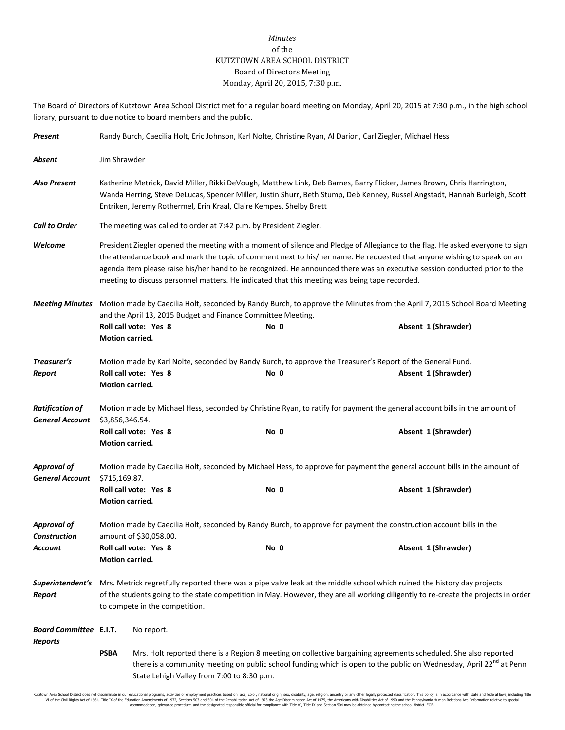*Minutes*
of the
KUTZTOWN AREA SCHOOL DISTRICT
Board of Directors Meeting
Monday, April 20, 2015, 7:30 p.m.

The Board of Directors of Kutztown Area School District met for a regular board meeting on Monday, April 20, 2015 at 7:30 p.m., in the high school library, pursuant to due notice to board members and the public.

***Present*** Randy Burch, Caecilia Holt, Eric Johnson, Karl Nolte, Christine Ryan, Al Darion, Carl Ziegler, Michael Hess

***Absent*** Jim Shrawder

***Also Present*** Katherine Metrick, David Miller, Rikki DeVough, Matthew Link, Deb Barnes, Barry Flicker, James Brown, Chris Harrington, Wanda Herring, Steve DeLucas, Spencer Miller, Justin Shurr, Beth Stump, Deb Kenney, Russel Angstadt, Hannah Burleigh, Scott Entriken, Jeremy Rothermel, Erin Kraal, Claire Kempes, Shelby Brett

***Call to Order*** The meeting was called to order at 7:42 p.m. by President Ziegler.

***Welcome*** President Ziegler opened the meeting with a moment of silence and Pledge of Allegiance to the flag. He asked everyone to sign the attendance book and mark the topic of comment next to his/her name. He requested that anyone wishing to speak on an agenda item please raise his/her hand to be recognized. He announced there was an executive session conducted prior to the meeting to discuss personnel matters. He indicated that this meeting was being tape recorded.

***Meeting Minutes*** Motion made by Caecilia Holt, seconded by Randy Burch, to approve the Minutes from the April 7, 2015 School Board Meeting and the April 13, 2015 Budget and Finance Committee Meeting.
**Roll call vote: Yes 8** **No 0** **Absent 1 (Shrawder)**
**Motion carried.**

***Treasurer's Report*** Motion made by Karl Nolte, seconded by Randy Burch, to approve the Treasurer's Report of the General Fund.
**Roll call vote: Yes 8** **No 0** **Absent 1 (Shrawder)**
**Motion carried.**

***Ratification of General Account*** Motion made by Michael Hess, seconded by Christine Ryan, to ratify for payment the general account bills in the amount of $3,856,346.54.
**Roll call vote: Yes 8** **No 0** **Absent 1 (Shrawder)**
**Motion carried.**

***Approval of General Account*** Motion made by Caecilia Holt, seconded by Michael Hess, to approve for payment the general account bills in the amount of $715,169.87.
**Roll call vote: Yes 8** **No 0** **Absent 1 (Shrawder)**
**Motion carried.**

***Approval of Construction Account*** Motion made by Caecilia Holt, seconded by Randy Burch, to approve for payment the construction account bills in the amount of $30,058.00.
**Roll call vote: Yes 8** **No 0** **Absent 1 (Shrawder)**
**Motion carried.**

***Superintendent's Report*** Mrs. Metrick regretfully reported there was a pipe valve leak at the middle school which ruined the history day projects of the students going to the state competition in May. However, they are all working diligently to re-create the projects in order to compete in the competition.

***Board Committee Reports***

**E.I.T.** No report.

**PSBA** Mrs. Holt reported there is a Region 8 meeting on collective bargaining agreements scheduled. She also reported there is a community meeting on public school funding which is open to the public on Wednesday, April 22nd at Penn State Lehigh Valley from 7:00 to 8:30 p.m.

Kutztown Area School District does not discriminate in our educational programs, activities or employment practices based on race, color, national origin, sex, disability, age, religion, ancestry or any other legally protected classification. This policy is in accordance with state and federal laws, including Title VI of the Civil Rights Act of 1964, Title IX of the Education Amendments of 1972, Sections 503 and 504 of the Rehabilitation Act of 1973 the Age Discrimination Act of 1975, the Americans with Disabilities Act of 1990 and the Pennsylvania Human Relations Act. Information relative to special accommodation, grievance procedure, and the designated responsible official for compliance with Title VI, Title IX and Section 504 may be obtained by contacting the school district. EOE.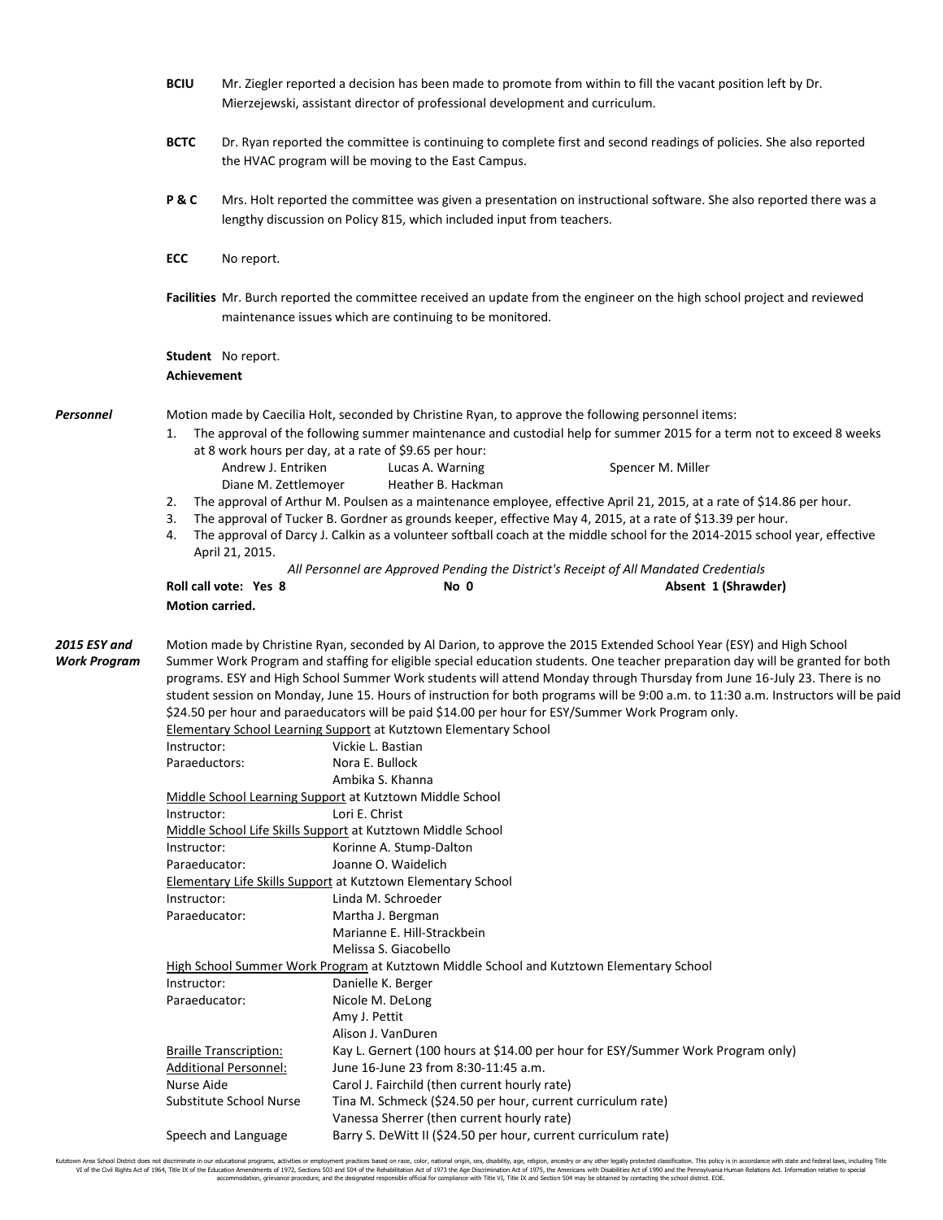**BCIU** Mr. Ziegler reported a decision has been made to promote from within to fill the vacant position left by Dr. Mierzejewski, assistant director of professional development and curriculum.

**BCTC** Dr. Ryan reported the committee is continuing to complete first and second readings of policies. She also reported the HVAC program will be moving to the East Campus.

**P & C** Mrs. Holt reported the committee was given a presentation on instructional software. She also reported there was a lengthy discussion on Policy 815, which included input from teachers.

**ECC** No report.

**Facilities** Mr. Burch reported the committee received an update from the engineer on the high school project and reviewed maintenance issues which are continuing to be monitored.

**Student Achievement** No report.

***Personnel***

Motion made by Caecilia Holt, seconded by Christine Ryan, to approve the following personnel items:

1. The approval of the following summer maintenance and custodial help for summer 2015 for a term not to exceed 8 weeks at 8 work hours per day, at a rate of $9.65 per hour:

   | | | |
   |---|---|---|
   | Andrew J. Entriken | Lucas A. Warning | Spencer M. Miller |
   | Diane M. Zettlemoyer | Heather B. Hackman | |

2. The approval of Arthur M. Poulsen as a maintenance employee, effective April 21, 2015, at a rate of $14.86 per hour.
3. The approval of Tucker B. Gordner as grounds keeper, effective May 4, 2015, at a rate of $13.39 per hour.
4. The approval of Darcy J. Calkin as a volunteer softball coach at the middle school for the 2014-2015 school year, effective April 21, 2015.

*All Personnel are Approved Pending the District's Receipt of All Mandated Credentials*

**Roll call vote: Yes 8** **No 0** **Absent 1 (Shrawder)**

**Motion carried.**

***2015 ESY and Work Program***

Motion made by Christine Ryan, seconded by Al Darion, to approve the 2015 Extended School Year (ESY) and High School Summer Work Program and staffing for eligible special education students. One teacher preparation day will be granted for both programs. ESY and High School Summer Work students will attend Monday through Thursday from June 16-July 23. There is no student session on Monday, June 15. Hours of instruction for both programs will be 9:00 a.m. to 11:30 a.m. Instructors will be paid $24.50 per hour and paraeducators will be paid $14.00 per hour for ESY/Summer Work Program only.

Elementary School Learning Support at Kutztown Elementary School

| | |
|---|---|
| Instructor: | Vickie L. Bastian |
| Paraeductors: | Nora E. Bullock |
| | Ambika S. Khanna |

Middle School Learning Support at Kutztown Middle School

| | |
|---|---|
| Instructor: | Lori E. Christ |

Middle School Life Skills Support at Kutztown Middle School

| | |
|---|---|
| Instructor: | Korinne A. Stump-Dalton |
| Paraeducator: | Joanne O. Waidelich |

Elementary Life Skills Support at Kutztown Elementary School

| | |
|---|---|
| Instructor: | Linda M. Schroeder |
| Paraeducator: | Martha J. Bergman |
| | Marianne E. Hill-Strackbein |
| | Melissa S. Giacobello |

High School Summer Work Program at Kutztown Middle School and Kutztown Elementary School

| | |
|---|---|
| Instructor: | Danielle K. Berger |
| Paraeducator: | Nicole M. DeLong |
| | Amy J. Pettit |
| | Alison J. VanDuren |
| Braille Transcription: | Kay L. Gernert (100 hours at $14.00 per hour for ESY/Summer Work Program only) |
| Additional Personnel: | June 16-June 23 from 8:30-11:45 a.m. |
| Nurse Aide | Carol J. Fairchild (then current hourly rate) |
| Substitute School Nurse | Tina M. Schmeck ($24.50 per hour, current curriculum rate) |
| | Vanessa Sherrer (then current hourly rate) |
| Speech and Language | Barry S. DeWitt II ($24.50 per hour, current curriculum rate) |

Kutztown Area School District does not discriminate in our educational programs, activities or employment practices based on race, color, national origin, sex, disability, age, religion, ancestry or any other legally protected classification. This policy is in accordance with state and federal laws, including Title VI of the Civil Rights Act of 1964, Title IX of the Education Amendments of 1972, Sections 503 and 504 of the Rehabilitation Act of 1973 the Age Discrimination Act of 1975, the Americans with Disabilities Act of 1990 and the Pennsylvania Human Relations Act. Information relative to special accommodation, grievance procedure, and the designated responsible official for compliance with Title VI, Title IX and Section 504 may be obtained by contacting the school district. EOE.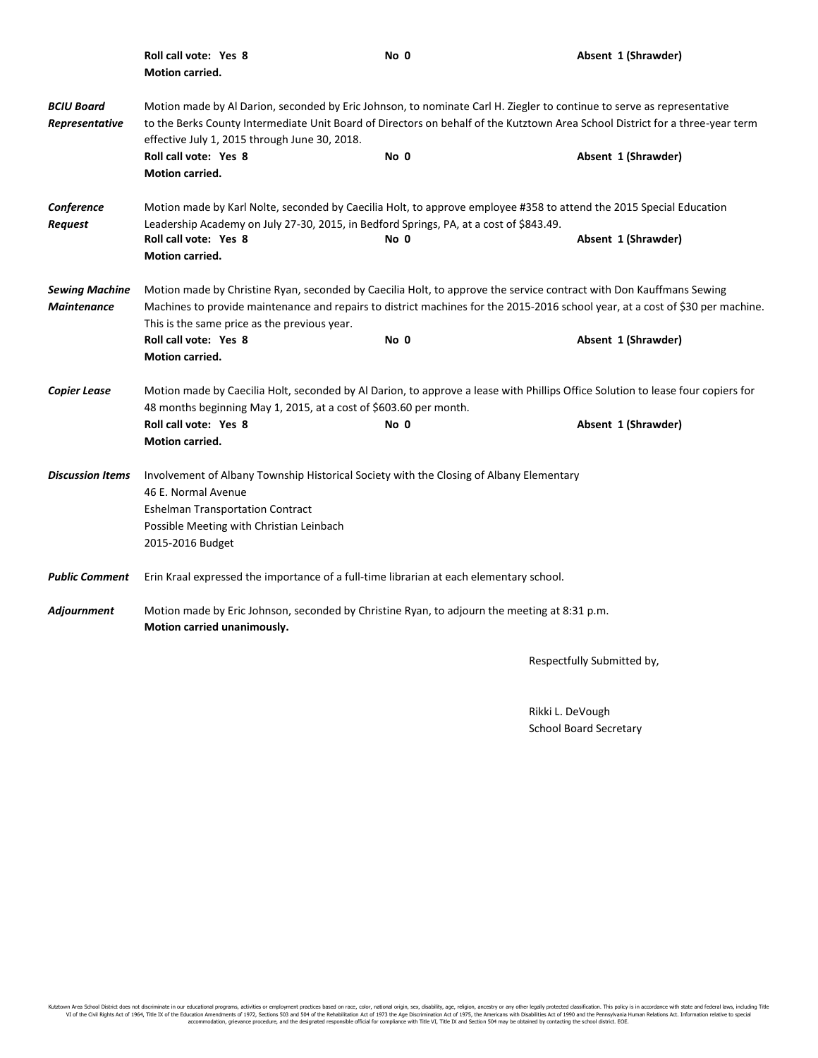**Roll call vote: Yes 8** **No 0** **Absent 1 (Shrawder)**
**Motion carried.**

***BCIU Board Representative*** Motion made by Al Darion, seconded by Eric Johnson, to nominate Carl H. Ziegler to continue to serve as representative to the Berks County Intermediate Unit Board of Directors on behalf of the Kutztown Area School District for a three-year term effective July 1, 2015 through June 30, 2018.
**Roll call vote: Yes 8** **No 0** **Absent 1 (Shrawder)**
**Motion carried.**

***Conference Request*** Motion made by Karl Nolte, seconded by Caecilia Holt, to approve employee #358 to attend the 2015 Special Education Leadership Academy on July 27-30, 2015, in Bedford Springs, PA, at a cost of $843.49.
**Roll call vote: Yes 8** **No 0** **Absent 1 (Shrawder)**
**Motion carried.**

***Sewing Machine Maintenance*** Motion made by Christine Ryan, seconded by Caecilia Holt, to approve the service contract with Don Kauffmans Sewing Machines to provide maintenance and repairs to district machines for the 2015-2016 school year, at a cost of $30 per machine. This is the same price as the previous year.
**Roll call vote: Yes 8** **No 0** **Absent 1 (Shrawder)**
**Motion carried.**

***Copier Lease*** Motion made by Caecilia Holt, seconded by Al Darion, to approve a lease with Phillips Office Solution to lease four copiers for 48 months beginning May 1, 2015, at a cost of $603.60 per month.
**Roll call vote: Yes 8** **No 0** **Absent 1 (Shrawder)**
**Motion carried.**

***Discussion Items***
Involvement of Albany Township Historical Society with the Closing of Albany Elementary
46 E. Normal Avenue
Eshelman Transportation Contract
Possible Meeting with Christian Leinbach
2015-2016 Budget

***Public Comment*** Erin Kraal expressed the importance of a full-time librarian at each elementary school.

***Adjournment*** Motion made by Eric Johnson, seconded by Christine Ryan, to adjourn the meeting at 8:31 p.m.
**Motion carried unanimously.**

Respectfully Submitted by,

Rikki L. DeVough
School Board Secretary

Kutztown Area School District does not discriminate in our educational programs, activities or employment practices based on race, color, national origin, sex, disability, age, religion, ancestry or any other legally protected classification. This policy is in accordance with state and federal laws, including Title VI of the Civil Rights Act of 1964, Title IX of the Education Amendments of 1972, Sections 503 and 504 of the Rehabilitation Act of 1973 the Age Discrimination Act of 1975, the Americans with Disabilities Act of 1990 and the Pennsylvania Human Relations Act. Information relative to special accommodation, grievance procedure, and the designated responsible official for compliance with Title VI, Title IX and Section 504 may be obtained by contacting the school district. EOE.